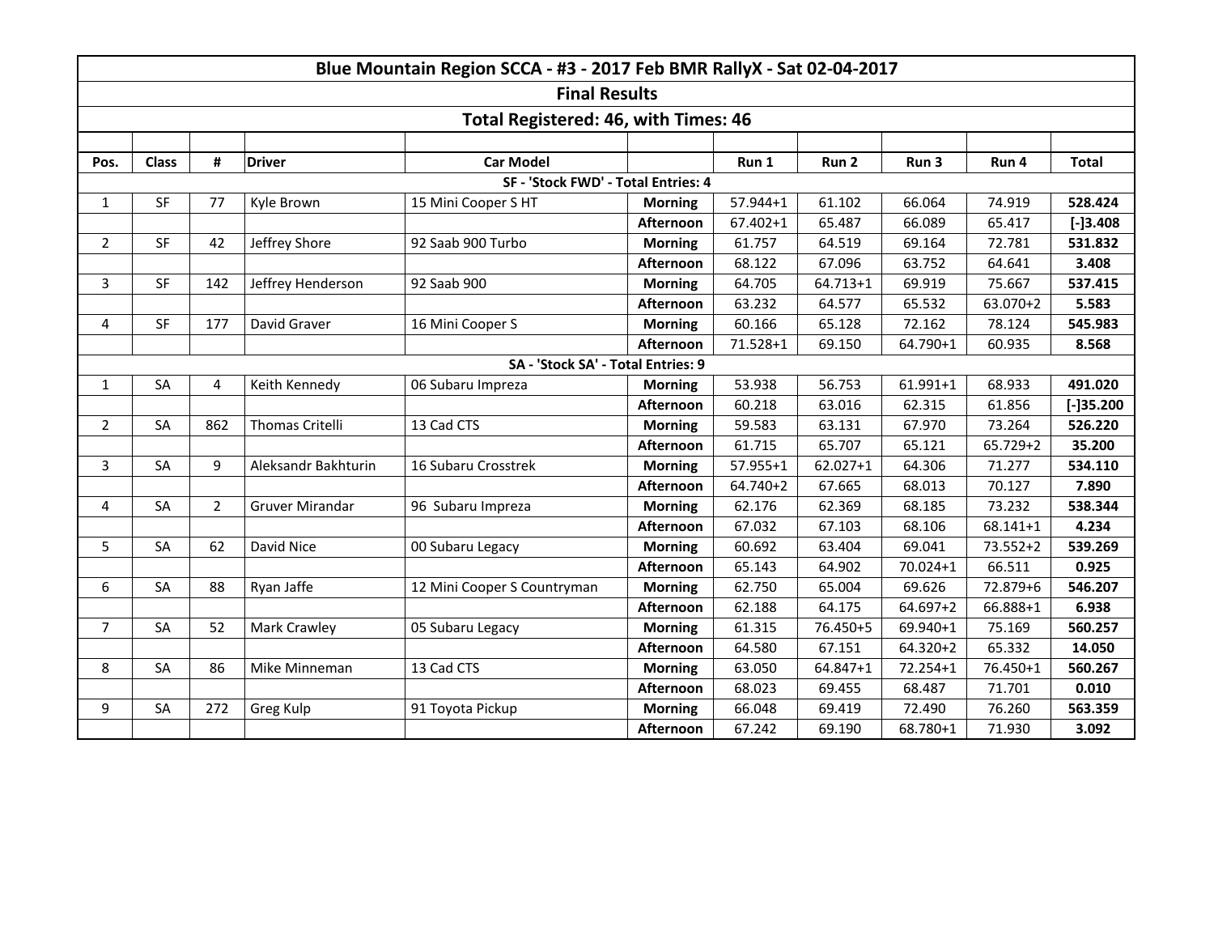# Blue Mountain Region SCCA - #3 - 2017 Feb BMR RallyX - Sat 02-04-2017

## Final Results

### Total Registered: 46, with Times: 46

| Pos. | Class | # | Driver | Car Model | | Run 1 | Run 2 | Run 3 | Run 4 | Total |
|---|---|---|---|---|---|---|---|---|---|---|
| **SF - 'Stock FWD' - Total Entries: 4** | | | | | | | | | | |
| 1 | SF | 77 | Kyle Brown | 15 Mini Cooper S HT | **Morning** | 57.944+1 | 61.102 | 66.064 | 74.919 | **528.424** |
| | | | | | **Afternoon** | 67.402+1 | 65.487 | 66.089 | 65.417 | **[-]3.408** |
| 2 | SF | 42 | Jeffrey Shore | 92 Saab 900 Turbo | **Morning** | 61.757 | 64.519 | 69.164 | 72.781 | **531.832** |
| | | | | | **Afternoon** | 68.122 | 67.096 | 63.752 | 64.641 | **3.408** |
| 3 | SF | 142 | Jeffrey Henderson | 92 Saab 900 | **Morning** | 64.705 | 64.713+1 | 69.919 | 75.667 | **537.415** |
| | | | | | **Afternoon** | 63.232 | 64.577 | 65.532 | 63.070+2 | **5.583** |
| 4 | SF | 177 | David Graver | 16 Mini Cooper S | **Morning** | 60.166 | 65.128 | 72.162 | 78.124 | **545.983** |
| | | | | | **Afternoon** | 71.528+1 | 69.150 | 64.790+1 | 60.935 | **8.568** |
| **SA - 'Stock SA' - Total Entries: 9** | | | | | | | | | | |
| 1 | SA | 4 | Keith Kennedy | 06 Subaru Impreza | **Morning** | 53.938 | 56.753 | 61.991+1 | 68.933 | **491.020** |
| | | | | | **Afternoon** | 60.218 | 63.016 | 62.315 | 61.856 | **[-]35.200** |
| 2 | SA | 862 | Thomas Critelli | 13 Cad CTS | **Morning** | 59.583 | 63.131 | 67.970 | 73.264 | **526.220** |
| | | | | | **Afternoon** | 61.715 | 65.707 | 65.121 | 65.729+2 | **35.200** |
| 3 | SA | 9 | Aleksandr Bakhturin | 16 Subaru Crosstrek | **Morning** | 57.955+1 | 62.027+1 | 64.306 | 71.277 | **534.110** |
| | | | | | **Afternoon** | 64.740+2 | 67.665 | 68.013 | 70.127 | **7.890** |
| 4 | SA | 2 | Gruver Mirandar | 96 Subaru Impreza | **Morning** | 62.176 | 62.369 | 68.185 | 73.232 | **538.344** |
| | | | | | **Afternoon** | 67.032 | 67.103 | 68.106 | 68.141+1 | **4.234** |
| 5 | SA | 62 | David Nice | 00 Subaru Legacy | **Morning** | 60.692 | 63.404 | 69.041 | 73.552+2 | **539.269** |
| | | | | | **Afternoon** | 65.143 | 64.902 | 70.024+1 | 66.511 | **0.925** |
| 6 | SA | 88 | Ryan Jaffe | 12 Mini Cooper S Countryman | **Morning** | 62.750 | 65.004 | 69.626 | 72.879+6 | **546.207** |
| | | | | | **Afternoon** | 62.188 | 64.175 | 64.697+2 | 66.888+1 | **6.938** |
| 7 | SA | 52 | Mark Crawley | 05 Subaru Legacy | **Morning** | 61.315 | 76.450+5 | 69.940+1 | 75.169 | **560.257** |
| | | | | | **Afternoon** | 64.580 | 67.151 | 64.320+2 | 65.332 | **14.050** |
| 8 | SA | 86 | Mike Minneman | 13 Cad CTS | **Morning** | 63.050 | 64.847+1 | 72.254+1 | 76.450+1 | **560.267** |
| | | | | | **Afternoon** | 68.023 | 69.455 | 68.487 | 71.701 | **0.010** |
| 9 | SA | 272 | Greg Kulp | 91 Toyota Pickup | **Morning** | 66.048 | 69.419 | 72.490 | 76.260 | **563.359** |
| | | | | | **Afternoon** | 67.242 | 69.190 | 68.780+1 | 71.930 | **3.092** |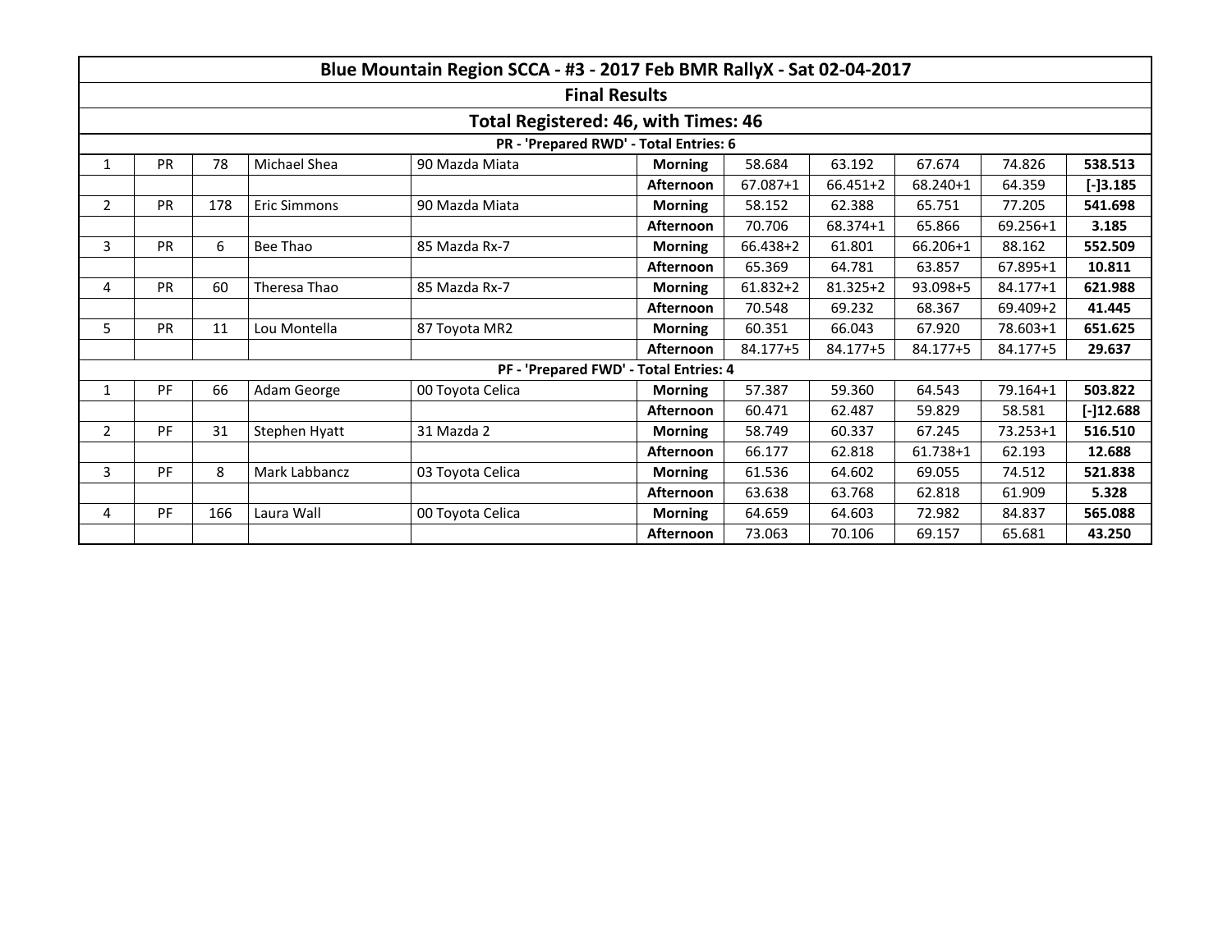| Blue Mountain Region SCCA - #3 - 2017 Feb BMR RallyX - Sat 02-04-2017 | | | | | | | | | | |
|---|---|---|---|---|---|---|---|---|---|---|
| **Final Results** | | | | | | | | | | |
| **Total Registered: 46, with Times: 46** | | | | | | | | | | |
| **PR - 'Prepared RWD' - Total Entries: 6** | | | | | | | | | | |
| 1 | PR | 78 | Michael Shea | 90 Mazda Miata | **Morning** | 58.684 | 63.192 | 67.674 | 74.826 | **538.513** |
| | | | | | **Afternoon** | 67.087+1 | 66.451+2 | 68.240+1 | 64.359 | **[-]3.185** |
| 2 | PR | 178 | Eric Simmons | 90 Mazda Miata | **Morning** | 58.152 | 62.388 | 65.751 | 77.205 | **541.698** |
| | | | | | **Afternoon** | 70.706 | 68.374+1 | 65.866 | 69.256+1 | **3.185** |
| 3 | PR | 6 | Bee Thao | 85 Mazda Rx-7 | **Morning** | 66.438+2 | 61.801 | 66.206+1 | 88.162 | **552.509** |
| | | | | | **Afternoon** | 65.369 | 64.781 | 63.857 | 67.895+1 | **10.811** |
| 4 | PR | 60 | Theresa Thao | 85 Mazda Rx-7 | **Morning** | 61.832+2 | 81.325+2 | 93.098+5 | 84.177+1 | **621.988** |
| | | | | | **Afternoon** | 70.548 | 69.232 | 68.367 | 69.409+2 | **41.445** |
| 5 | PR | 11 | Lou Montella | 87 Toyota MR2 | **Morning** | 60.351 | 66.043 | 67.920 | 78.603+1 | **651.625** |
| | | | | | **Afternoon** | 84.177+5 | 84.177+5 | 84.177+5 | 84.177+5 | **29.637** |
| **PF - 'Prepared FWD' - Total Entries: 4** | | | | | | | | | | |
| 1 | PF | 66 | Adam George | 00 Toyota Celica | **Morning** | 57.387 | 59.360 | 64.543 | 79.164+1 | **503.822** |
| | | | | | **Afternoon** | 60.471 | 62.487 | 59.829 | 58.581 | **[-]12.688** |
| 2 | PF | 31 | Stephen Hyatt | 31 Mazda 2 | **Morning** | 58.749 | 60.337 | 67.245 | 73.253+1 | **516.510** |
| | | | | | **Afternoon** | 66.177 | 62.818 | 61.738+1 | 62.193 | **12.688** |
| 3 | PF | 8 | Mark Labbancz | 03 Toyota Celica | **Morning** | 61.536 | 64.602 | 69.055 | 74.512 | **521.838** |
| | | | | | **Afternoon** | 63.638 | 63.768 | 62.818 | 61.909 | **5.328** |
| 4 | PF | 166 | Laura Wall | 00 Toyota Celica | **Morning** | 64.659 | 64.603 | 72.982 | 84.837 | **565.088** |
| | | | | | **Afternoon** | 73.063 | 70.106 | 69.157 | 65.681 | **43.250** |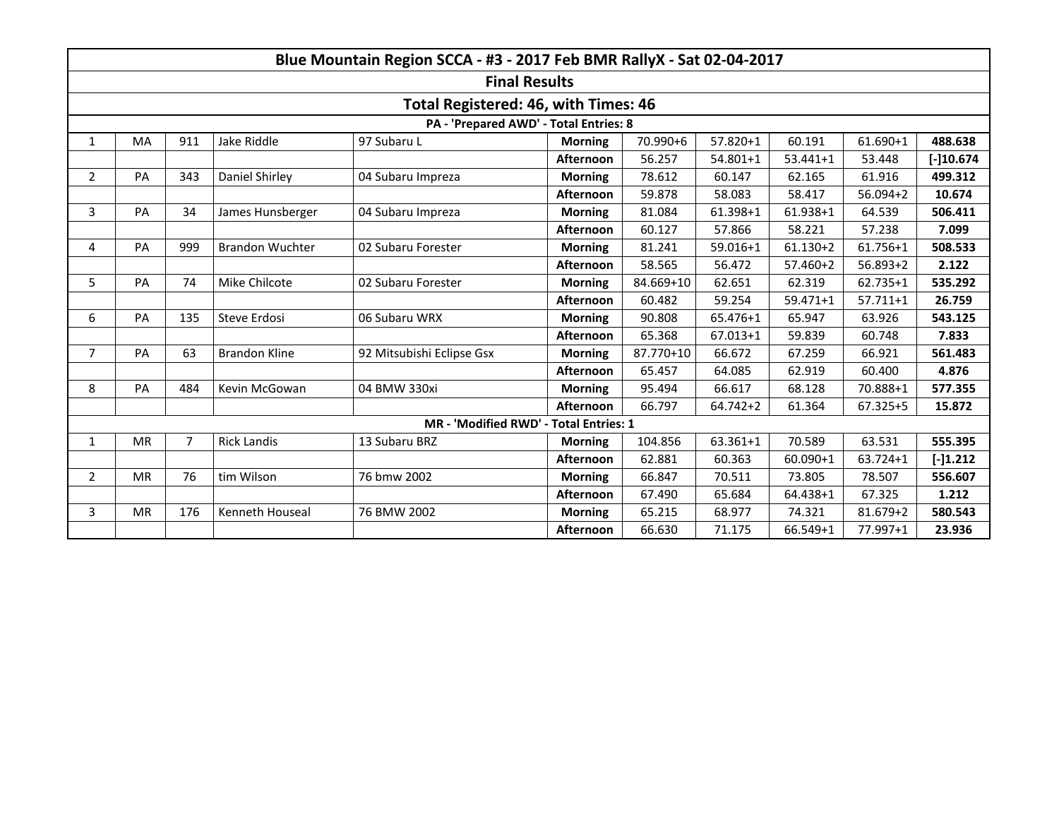| Blue Mountain Region SCCA - #3 - 2017 Feb BMR RallyX - Sat 02-04-2017 | | | | | | | | | | |
|---|---|---|---|---|---|---|---|---|---|---|
| **Final Results** | | | | | | | | | | |
| **Total Registered: 46, with Times: 46** | | | | | | | | | | |
| **PA - 'Prepared AWD' - Total Entries: 8** | | | | | | | | | | |
| 1 | MA | 911 | Jake Riddle | 97 Subaru L | **Morning** | 70.990+6 | 57.820+1 | 60.191 | 61.690+1 | **488.638** |
| | | | | | **Afternoon** | 56.257 | 54.801+1 | 53.441+1 | 53.448 | **[-]10.674** |
| 2 | PA | 343 | Daniel Shirley | 04 Subaru Impreza | **Morning** | 78.612 | 60.147 | 62.165 | 61.916 | **499.312** |
| | | | | | **Afternoon** | 59.878 | 58.083 | 58.417 | 56.094+2 | **10.674** |
| 3 | PA | 34 | James Hunsberger | 04 Subaru Impreza | **Morning** | 81.084 | 61.398+1 | 61.938+1 | 64.539 | **506.411** |
| | | | | | **Afternoon** | 60.127 | 57.866 | 58.221 | 57.238 | **7.099** |
| 4 | PA | 999 | Brandon Wuchter | 02 Subaru Forester | **Morning** | 81.241 | 59.016+1 | 61.130+2 | 61.756+1 | **508.533** |
| | | | | | **Afternoon** | 58.565 | 56.472 | 57.460+2 | 56.893+2 | **2.122** |
| 5 | PA | 74 | Mike Chilcote | 02 Subaru Forester | **Morning** | 84.669+10 | 62.651 | 62.319 | 62.735+1 | **535.292** |
| | | | | | **Afternoon** | 60.482 | 59.254 | 59.471+1 | 57.711+1 | **26.759** |
| 6 | PA | 135 | Steve Erdosi | 06 Subaru WRX | **Morning** | 90.808 | 65.476+1 | 65.947 | 63.926 | **543.125** |
| | | | | | **Afternoon** | 65.368 | 67.013+1 | 59.839 | 60.748 | **7.833** |
| 7 | PA | 63 | Brandon Kline | 92 Mitsubishi Eclipse Gsx | **Morning** | 87.770+10 | 66.672 | 67.259 | 66.921 | **561.483** |
| | | | | | **Afternoon** | 65.457 | 64.085 | 62.919 | 60.400 | **4.876** |
| 8 | PA | 484 | Kevin McGowan | 04 BMW 330xi | **Morning** | 95.494 | 66.617 | 68.128 | 70.888+1 | **577.355** |
| | | | | | **Afternoon** | 66.797 | 64.742+2 | 61.364 | 67.325+5 | **15.872** |
| **MR - 'Modified RWD' - Total Entries: 1** | | | | | | | | | | |
| 1 | MR | 7 | Rick Landis | 13 Subaru BRZ | **Morning** | 104.856 | 63.361+1 | 70.589 | 63.531 | **555.395** |
| | | | | | **Afternoon** | 62.881 | 60.363 | 60.090+1 | 63.724+1 | **[-]1.212** |
| 2 | MR | 76 | tim Wilson | 76 bmw 2002 | **Morning** | 66.847 | 70.511 | 73.805 | 78.507 | **556.607** |
| | | | | | **Afternoon** | 67.490 | 65.684 | 64.438+1 | 67.325 | **1.212** |
| 3 | MR | 176 | Kenneth Houseal | 76 BMW 2002 | **Morning** | 65.215 | 68.977 | 74.321 | 81.679+2 | **580.543** |
| | | | | | **Afternoon** | 66.630 | 71.175 | 66.549+1 | 77.997+1 | **23.936** |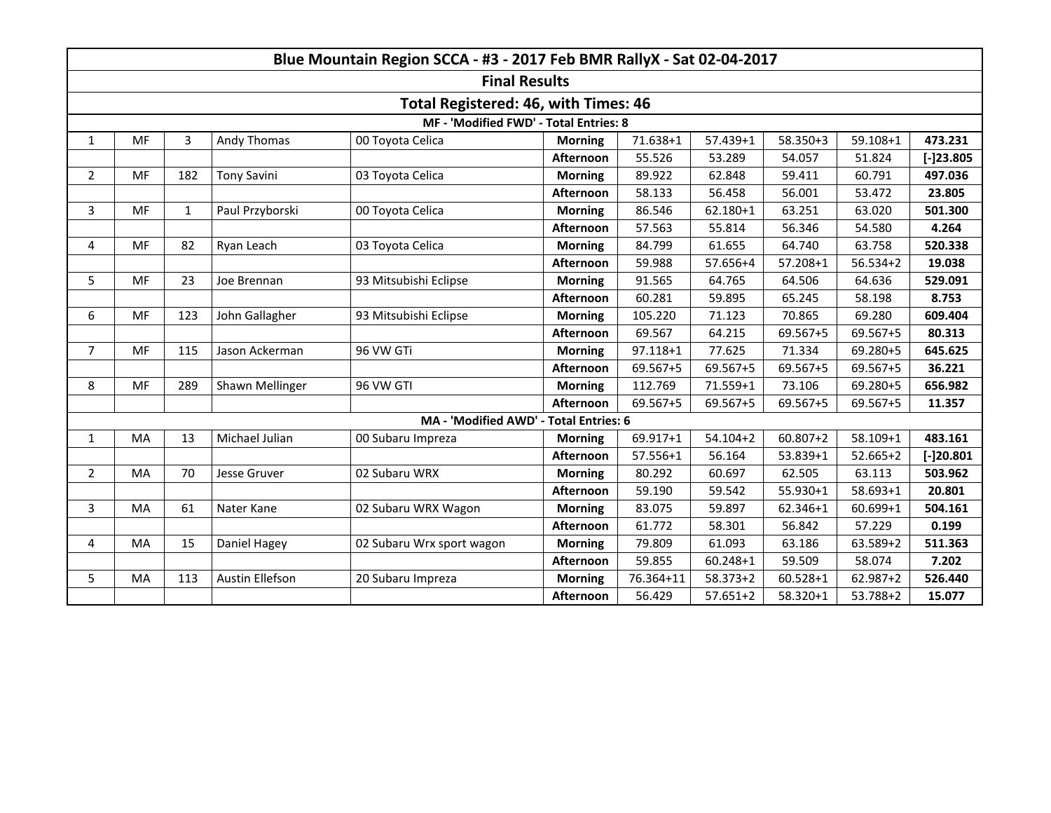| Blue Mountain Region SCCA - #3 - 2017 Feb BMR RallyX - Sat 02-04-2017 | | | | | | | | | | |
|---|---|---|---|---|---|---|---|---|---|---|
| **Final Results** | | | | | | | | | | |
| **Total Registered: 46, with Times: 46** | | | | | | | | | | |
| **MF - 'Modified FWD' - Total Entries: 8** | | | | | | | | | | |
| 1 | MF | 3 | Andy Thomas | 00 Toyota Celica | **Morning** | 71.638+1 | 57.439+1 | 58.350+3 | 59.108+1 | **473.231** |
| | | | | | **Afternoon** | 55.526 | 53.289 | 54.057 | 51.824 | **[-]23.805** |
| 2 | MF | 182 | Tony Savini | 03 Toyota Celica | **Morning** | 89.922 | 62.848 | 59.411 | 60.791 | **497.036** |
| | | | | | **Afternoon** | 58.133 | 56.458 | 56.001 | 53.472 | **23.805** |
| 3 | MF | 1 | Paul Przyborski | 00 Toyota Celica | **Morning** | 86.546 | 62.180+1 | 63.251 | 63.020 | **501.300** |
| | | | | | **Afternoon** | 57.563 | 55.814 | 56.346 | 54.580 | **4.264** |
| 4 | MF | 82 | Ryan Leach | 03 Toyota Celica | **Morning** | 84.799 | 61.655 | 64.740 | 63.758 | **520.338** |
| | | | | | **Afternoon** | 59.988 | 57.656+4 | 57.208+1 | 56.534+2 | **19.038** |
| 5 | MF | 23 | Joe Brennan | 93 Mitsubishi Eclipse | **Morning** | 91.565 | 64.765 | 64.506 | 64.636 | **529.091** |
| | | | | | **Afternoon** | 60.281 | 59.895 | 65.245 | 58.198 | **8.753** |
| 6 | MF | 123 | John Gallagher | 93 Mitsubishi Eclipse | **Morning** | 105.220 | 71.123 | 70.865 | 69.280 | **609.404** |
| | | | | | **Afternoon** | 69.567 | 64.215 | 69.567+5 | 69.567+5 | **80.313** |
| 7 | MF | 115 | Jason Ackerman | 96 VW GTi | **Morning** | 97.118+1 | 77.625 | 71.334 | 69.280+5 | **645.625** |
| | | | | | **Afternoon** | 69.567+5 | 69.567+5 | 69.567+5 | 69.567+5 | **36.221** |
| 8 | MF | 289 | Shawn Mellinger | 96 VW GTI | **Morning** | 112.769 | 71.559+1 | 73.106 | 69.280+5 | **656.982** |
| | | | | | **Afternoon** | 69.567+5 | 69.567+5 | 69.567+5 | 69.567+5 | **11.357** |
| **MA - 'Modified AWD' - Total Entries: 6** | | | | | | | | | | |
| 1 | MA | 13 | Michael Julian | 00 Subaru Impreza | **Morning** | 69.917+1 | 54.104+2 | 60.807+2 | 58.109+1 | **483.161** |
| | | | | | **Afternoon** | 57.556+1 | 56.164 | 53.839+1 | 52.665+2 | **[-]20.801** |
| 2 | MA | 70 | Jesse Gruver | 02 Subaru WRX | **Morning** | 80.292 | 60.697 | 62.505 | 63.113 | **503.962** |
| | | | | | **Afternoon** | 59.190 | 59.542 | 55.930+1 | 58.693+1 | **20.801** |
| 3 | MA | 61 | Nater Kane | 02 Subaru WRX Wagon | **Morning** | 83.075 | 59.897 | 62.346+1 | 60.699+1 | **504.161** |
| | | | | | **Afternoon** | 61.772 | 58.301 | 56.842 | 57.229 | **0.199** |
| 4 | MA | 15 | Daniel Hagey | 02 Subaru Wrx sport wagon | **Morning** | 79.809 | 61.093 | 63.186 | 63.589+2 | **511.363** |
| | | | | | **Afternoon** | 59.855 | 60.248+1 | 59.509 | 58.074 | **7.202** |
| 5 | MA | 113 | Austin Ellefson | 20 Subaru Impreza | **Morning** | 76.364+11 | 58.373+2 | 60.528+1 | 62.987+2 | **526.440** |
| | | | | | **Afternoon** | 56.429 | 57.651+2 | 58.320+1 | 53.788+2 | **15.077** |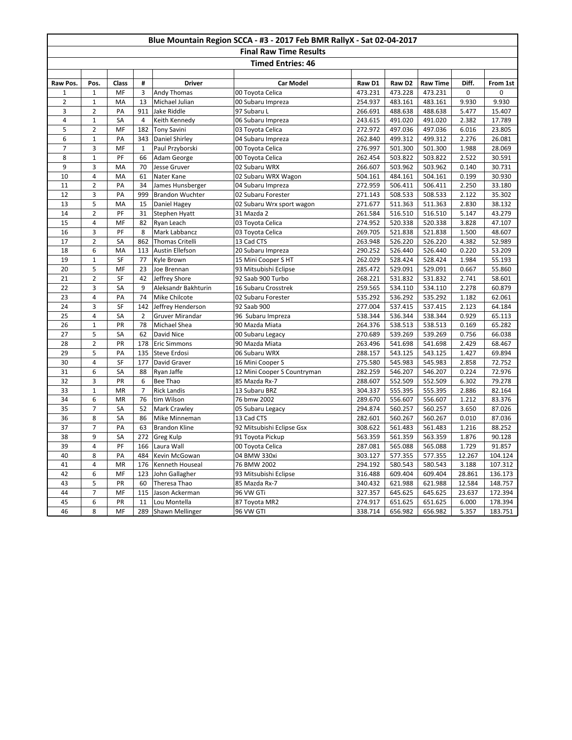# Blue Mountain Region SCCA - #3 - 2017 Feb BMR RallyX - Sat 02-04-2017

## Final Raw Time Results

### Timed Entries: 46

| Raw Pos. | Pos. | Class | # | Driver | Car Model | Raw D1 | Raw D2 | Raw Time | Diff. | From 1st |
|---|---|---|---|---|---|---|---|---|---|---|
| 1 | 1 | MF | 3 | Andy Thomas | 00 Toyota Celica | 473.231 | 473.228 | 473.231 | 0 | 0 |
| 2 | 1 | MA | 13 | Michael Julian | 00 Subaru Impreza | 254.937 | 483.161 | 483.161 | 9.930 | 9.930 |
| 3 | 2 | PA | 911 | Jake Riddle | 97 Subaru L | 266.691 | 488.638 | 488.638 | 5.477 | 15.407 |
| 4 | 1 | SA | 4 | Keith Kennedy | 06 Subaru Impreza | 243.615 | 491.020 | 491.020 | 2.382 | 17.789 |
| 5 | 2 | MF | 182 | Tony Savini | 03 Toyota Celica | 272.972 | 497.036 | 497.036 | 6.016 | 23.805 |
| 6 | 1 | PA | 343 | Daniel Shirley | 04 Subaru Impreza | 262.840 | 499.312 | 499.312 | 2.276 | 26.081 |
| 7 | 3 | MF | 1 | Paul Przyborski | 00 Toyota Celica | 276.997 | 501.300 | 501.300 | 1.988 | 28.069 |
| 8 | 1 | PF | 66 | Adam George | 00 Toyota Celica | 262.454 | 503.822 | 503.822 | 2.522 | 30.591 |
| 9 | 3 | MA | 70 | Jesse Gruver | 02 Subaru WRX | 266.607 | 503.962 | 503.962 | 0.140 | 30.731 |
| 10 | 4 | MA | 61 | Nater Kane | 02 Subaru WRX Wagon | 504.161 | 484.161 | 504.161 | 0.199 | 30.930 |
| 11 | 2 | PA | 34 | James Hunsberger | 04 Subaru Impreza | 272.959 | 506.411 | 506.411 | 2.250 | 33.180 |
| 12 | 3 | PA | 999 | Brandon Wuchter | 02 Subaru Forester | 271.143 | 508.533 | 508.533 | 2.122 | 35.302 |
| 13 | 5 | MA | 15 | Daniel Hagey | 02 Subaru Wrx sport wagon | 271.677 | 511.363 | 511.363 | 2.830 | 38.132 |
| 14 | 2 | PF | 31 | Stephen Hyatt | 31 Mazda 2 | 261.584 | 516.510 | 516.510 | 5.147 | 43.279 |
| 15 | 4 | MF | 82 | Ryan Leach | 03 Toyota Celica | 274.952 | 520.338 | 520.338 | 3.828 | 47.107 |
| 16 | 3 | PF | 8 | Mark Labbancz | 03 Toyota Celica | 269.705 | 521.838 | 521.838 | 1.500 | 48.607 |
| 17 | 2 | SA | 862 | Thomas Critelli | 13 Cad CTS | 263.948 | 526.220 | 526.220 | 4.382 | 52.989 |
| 18 | 6 | MA | 113 | Austin Ellefson | 20 Subaru Impreza | 290.252 | 526.440 | 526.440 | 0.220 | 53.209 |
| 19 | 1 | SF | 77 | Kyle Brown | 15 Mini Cooper S HT | 262.029 | 528.424 | 528.424 | 1.984 | 55.193 |
| 20 | 5 | MF | 23 | Joe Brennan | 93 Mitsubishi Eclipse | 285.472 | 529.091 | 529.091 | 0.667 | 55.860 |
| 21 | 2 | SF | 42 | Jeffrey Shore | 92 Saab 900 Turbo | 268.221 | 531.832 | 531.832 | 2.741 | 58.601 |
| 22 | 3 | SA | 9 | Aleksandr Bakhturin | 16 Subaru Crosstrek | 259.565 | 534.110 | 534.110 | 2.278 | 60.879 |
| 23 | 4 | PA | 74 | Mike Chilcote | 02 Subaru Forester | 535.292 | 536.292 | 535.292 | 1.182 | 62.061 |
| 24 | 3 | SF | 142 | Jeffrey Henderson | 92 Saab 900 | 277.004 | 537.415 | 537.415 | 2.123 | 64.184 |
| 25 | 4 | SA | 2 | Gruver Mirandar | 96 Subaru Impreza | 538.344 | 536.344 | 538.344 | 0.929 | 65.113 |
| 26 | 1 | PR | 78 | Michael Shea | 90 Mazda Miata | 264.376 | 538.513 | 538.513 | 0.169 | 65.282 |
| 27 | 5 | SA | 62 | David Nice | 00 Subaru Legacy | 270.689 | 539.269 | 539.269 | 0.756 | 66.038 |
| 28 | 2 | PR | 178 | Eric Simmons | 90 Mazda Miata | 263.496 | 541.698 | 541.698 | 2.429 | 68.467 |
| 29 | 5 | PA | 135 | Steve Erdosi | 06 Subaru WRX | 288.157 | 543.125 | 543.125 | 1.427 | 69.894 |
| 30 | 4 | SF | 177 | David Graver | 16 Mini Cooper S | 275.580 | 545.983 | 545.983 | 2.858 | 72.752 |
| 31 | 6 | SA | 88 | Ryan Jaffe | 12 Mini Cooper S Countryman | 282.259 | 546.207 | 546.207 | 0.224 | 72.976 |
| 32 | 3 | PR | 6 | Bee Thao | 85 Mazda Rx-7 | 288.607 | 552.509 | 552.509 | 6.302 | 79.278 |
| 33 | 1 | MR | 7 | Rick Landis | 13 Subaru BRZ | 304.337 | 555.395 | 555.395 | 2.886 | 82.164 |
| 34 | 6 | MR | 76 | tim Wilson | 76 bmw 2002 | 289.670 | 556.607 | 556.607 | 1.212 | 83.376 |
| 35 | 7 | SA | 52 | Mark Crawley | 05 Subaru Legacy | 294.874 | 560.257 | 560.257 | 3.650 | 87.026 |
| 36 | 8 | SA | 86 | Mike Minneman | 13 Cad CTS | 282.601 | 560.267 | 560.267 | 0.010 | 87.036 |
| 37 | 7 | PA | 63 | Brandon Kline | 92 Mitsubishi Eclipse Gsx | 308.622 | 561.483 | 561.483 | 1.216 | 88.252 |
| 38 | 9 | SA | 272 | Greg Kulp | 91 Toyota Pickup | 563.359 | 561.359 | 563.359 | 1.876 | 90.128 |
| 39 | 4 | PF | 166 | Laura Wall | 00 Toyota Celica | 287.081 | 565.088 | 565.088 | 1.729 | 91.857 |
| 40 | 8 | PA | 484 | Kevin McGowan | 04 BMW 330xi | 303.127 | 577.355 | 577.355 | 12.267 | 104.124 |
| 41 | 4 | MR | 176 | Kenneth Houseal | 76 BMW 2002 | 294.192 | 580.543 | 580.543 | 3.188 | 107.312 |
| 42 | 6 | MF | 123 | John Gallagher | 93 Mitsubishi Eclipse | 316.488 | 609.404 | 609.404 | 28.861 | 136.173 |
| 43 | 5 | PR | 60 | Theresa Thao | 85 Mazda Rx-7 | 340.432 | 621.988 | 621.988 | 12.584 | 148.757 |
| 44 | 7 | MF | 115 | Jason Ackerman | 96 VW GTi | 327.357 | 645.625 | 645.625 | 23.637 | 172.394 |
| 45 | 6 | PR | 11 | Lou Montella | 87 Toyota MR2 | 274.917 | 651.625 | 651.625 | 6.000 | 178.394 |
| 46 | 8 | MF | 289 | Shawn Mellinger | 96 VW GTI | 338.714 | 656.982 | 656.982 | 5.357 | 183.751 |